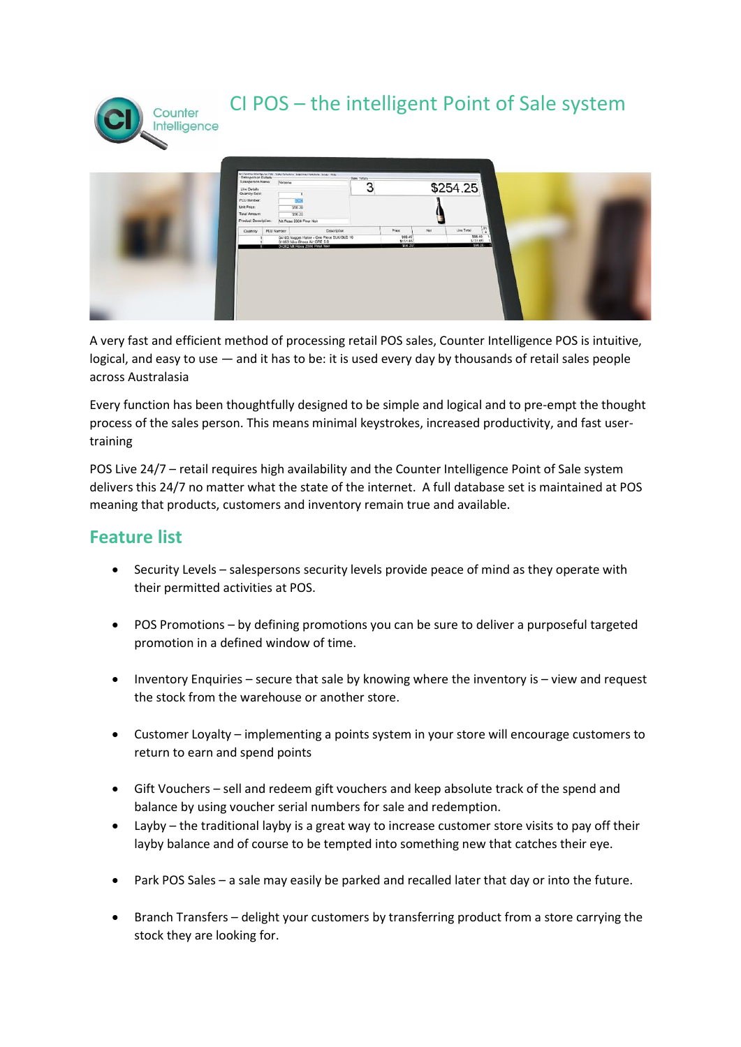# CI POS – the intelligent Point of Sale system

A very fast and efficient method of processing retail POS sales, Counter Intelligence POS is intuitive, logical, and easy to use — and it has to be: it is used every day by thousands of retail sales people across Australasia

Every function has been thoughtfully designed to be simple and logical and to pre-empt the thought process of the sales person. This means minimal keystrokes, increased productivity, and fast user-training

POS Live 24/7 – retail requires high availability and the Counter Intelligence Point of Sale system delivers this 24/7 no matter what the state of the internet. A full database set is maintained at POS meaning that products, customers and inventory remain true and available.

## Feature list

- Security Levels – salespersons security levels provide peace of mind as they operate with their permitted activities at POS.
- POS Promotions – by defining promotions you can be sure to deliver a purposeful targeted promotion in a defined window of time.
- Inventory Enquiries – secure that sale by knowing where the inventory is – view and request the stock from the warehouse or another store.
- Customer Loyalty – implementing a points system in your store will encourage customers to return to earn and spend points
- Gift Vouchers – sell and redeem gift vouchers and keep absolute track of the spend and balance by using voucher serial numbers for sale and redemption.
- Layby – the traditional layby is a great way to increase customer store visits to pay off their layby balance and of course to be tempted into something new that catches their eye.
- Park POS Sales – a sale may easily be parked and recalled later that day or into the future.
- Branch Transfers – delight your customers by transferring product from a store carrying the stock they are looking for.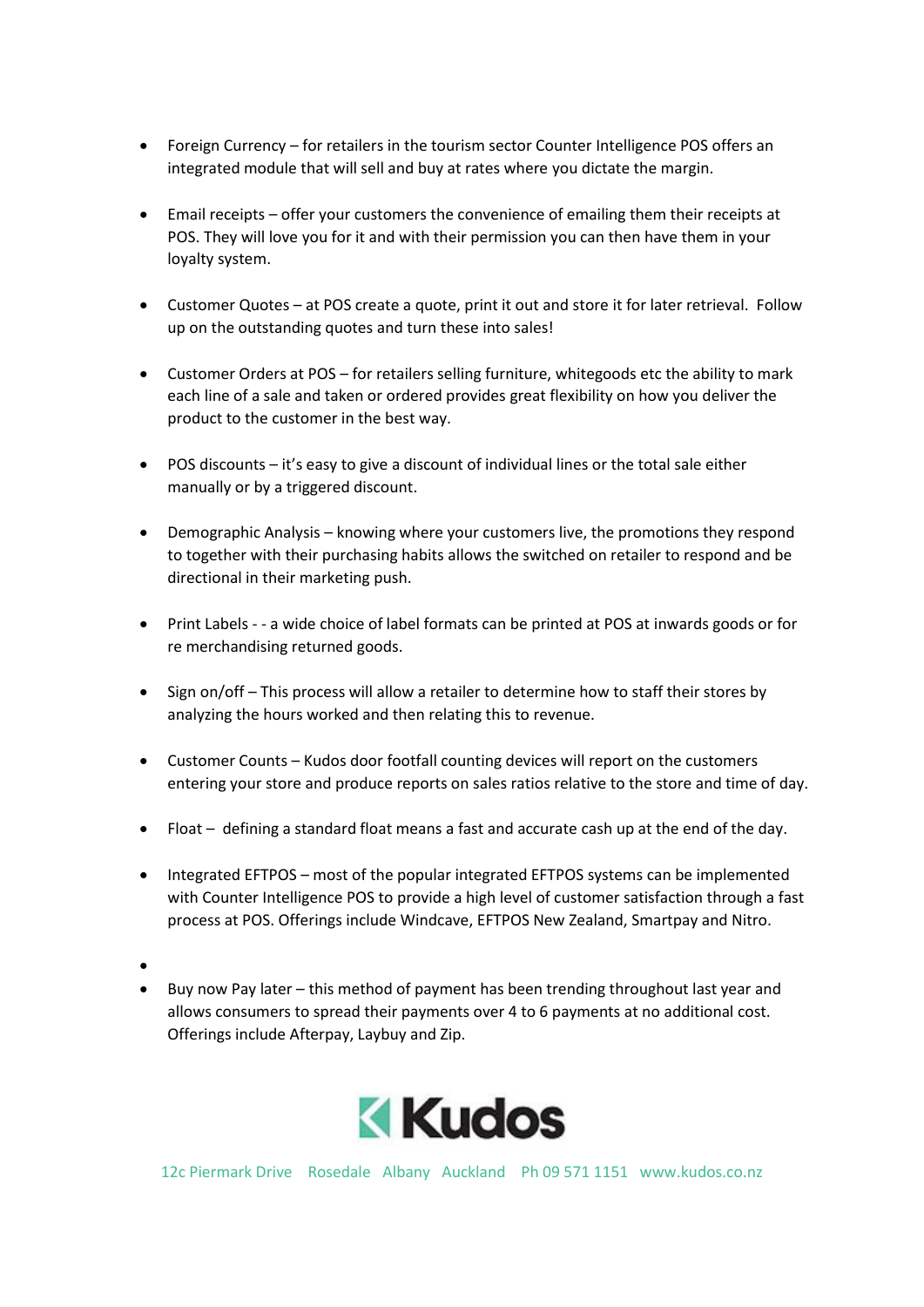- Foreign Currency – for retailers in the tourism sector Counter Intelligence POS offers an integrated module that will sell and buy at rates where you dictate the margin.

- Email receipts – offer your customers the convenience of emailing them their receipts at POS. They will love you for it and with their permission you can then have them in your loyalty system.

- Customer Quotes – at POS create a quote, print it out and store it for later retrieval.  Follow up on the outstanding quotes and turn these into sales!

- Customer Orders at POS – for retailers selling furniture, whitegoods etc the ability to mark each line of a sale and taken or ordered provides great flexibility on how you deliver the product to the customer in the best way.

- POS discounts – it's easy to give a discount of individual lines or the total sale either manually or by a triggered discount.

- Demographic Analysis – knowing where your customers live, the promotions they respond to together with their purchasing habits allows the switched on retailer to respond and be directional in their marketing push.

- Print Labels - - a wide choice of label formats can be printed at POS at inwards goods or for re merchandising returned goods.

- Sign on/off – This process will allow a retailer to determine how to staff their stores by analyzing the hours worked and then relating this to revenue.

- Customer Counts – Kudos door footfall counting devices will report on the customers entering your store and produce reports on sales ratios relative to the store and time of day.

- Float –  defining a standard float means a fast and accurate cash up at the end of the day.

- Integrated EFTPOS – most of the popular integrated EFTPOS systems can be implemented with Counter Intelligence POS to provide a high level of customer satisfaction through a fast process at POS. Offerings include Windcave, EFTPOS New Zealand, Smartpay and Nitro.

- Buy now Pay later – this method of payment has been trending throughout last year and allows consumers to spread their payments over 4 to 6 payments at no additional cost. Offerings include Afterpay, Laybuy and Zip.

Kudos

12c Piermark Drive   Rosedale   Albany   Auckland   Ph 09 571 1151   www.kudos.co.nz